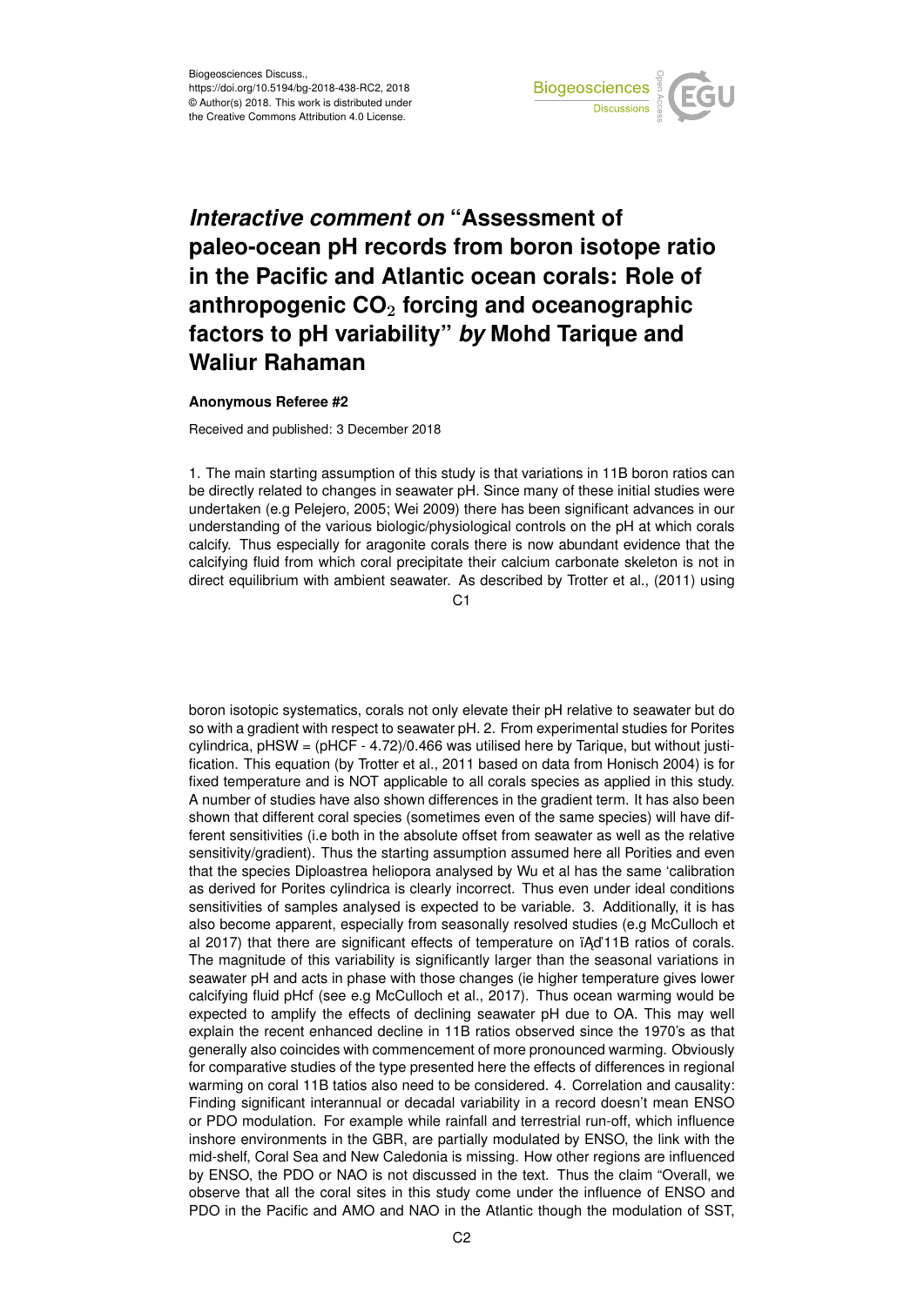Biogeosciences Discuss.,
https://doi.org/10.5194/bg-2018-438-RC2, 2018
© Author(s) 2018. This work is distributed under
the Creative Commons Attribution 4.0 License.

# *Interactive comment on* "Assessment of paleo-ocean pH records from boron isotope ratio in the Pacific and Atlantic ocean corals: Role of anthropogenic $CO_2$ forcing and oceanographic factors to pH variability" *by* Mohd Tarique and Waliur Rahaman

**Anonymous Referee #2**

Received and published: 3 December 2018

1. The main starting assumption of this study is that variations in 11B boron ratios can be directly related to changes in seawater pH. Since many of these initial studies were undertaken (e.g Pelejero, 2005; Wei 2009) there has been significant advances in our understanding of the various biologic/physiological controls on the pH at which corals calcify. Thus especially for aragonite corals there is now abundant evidence that the calcifying fluid from which coral precipitate their calcium carbonate skeleton is not in direct equilibrium with ambient seawater. As described by Trotter et al., (2011) using boron isotopic systematics, corals not only elevate their pH relative to seawater but do so with a gradient with respect to seawater pH. 2. From experimental studies for Porites cylindrica, pHSW = (pHCF - 4.72)/0.466 was utilised here by Tarique, but without justification. This equation (by Trotter et al., 2011 based on data from Honisch 2004) is for fixed temperature and is NOT applicable to all corals species as applied in this study. A number of studies have also shown differences in the gradient term. It has also been shown that different coral species (sometimes even of the same species) will have different sensitivities (i.e both in the absolute offset from seawater as well as the relative sensitivity/gradient). Thus the starting assumption assumed here all Porities and even that the species Diploastrea heliopora analysed by Wu et al has the same 'calibration as derived for Porites cylindrica is clearly incorrect. Thus even under ideal conditions sensitivities of samples analysed is expected to be variable. 3. Additionally, it is has also become apparent, especially from seasonally resolved studies (e.g McCulloch et al 2017) that there are significant effects of temperature on ïĄď11B ratios of corals. The magnitude of this variability is significantly larger than the seasonal variations in seawater pH and acts in phase with those changes (ie higher temperature gives lower calcifying fluid pHcf (see e.g McCulloch et al., 2017). Thus ocean warming would be expected to amplify the effects of declining seawater pH due to OA. This may well explain the recent enhanced decline in 11B ratios observed since the 1970's as that generally also coincides with commencement of more pronounced warming. Obviously for comparative studies of the type presented here the effects of differences in regional warming on coral 11B tatios also need to be considered. 4. Correlation and causality: Finding significant interannual or decadal variability in a record doesn't mean ENSO or PDO modulation. For example while rainfall and terrestrial run-off, which influence inshore environments in the GBR, are partially modulated by ENSO, the link with the mid-shelf, Coral Sea and New Caledonia is missing. How other regions are influenced by ENSO, the PDO or NAO is not discussed in the text. Thus the claim "Overall, we observe that all the coral sites in this study come under the influence of ENSO and PDO in the Pacific and AMO and NAO in the Atlantic though the modulation of SST,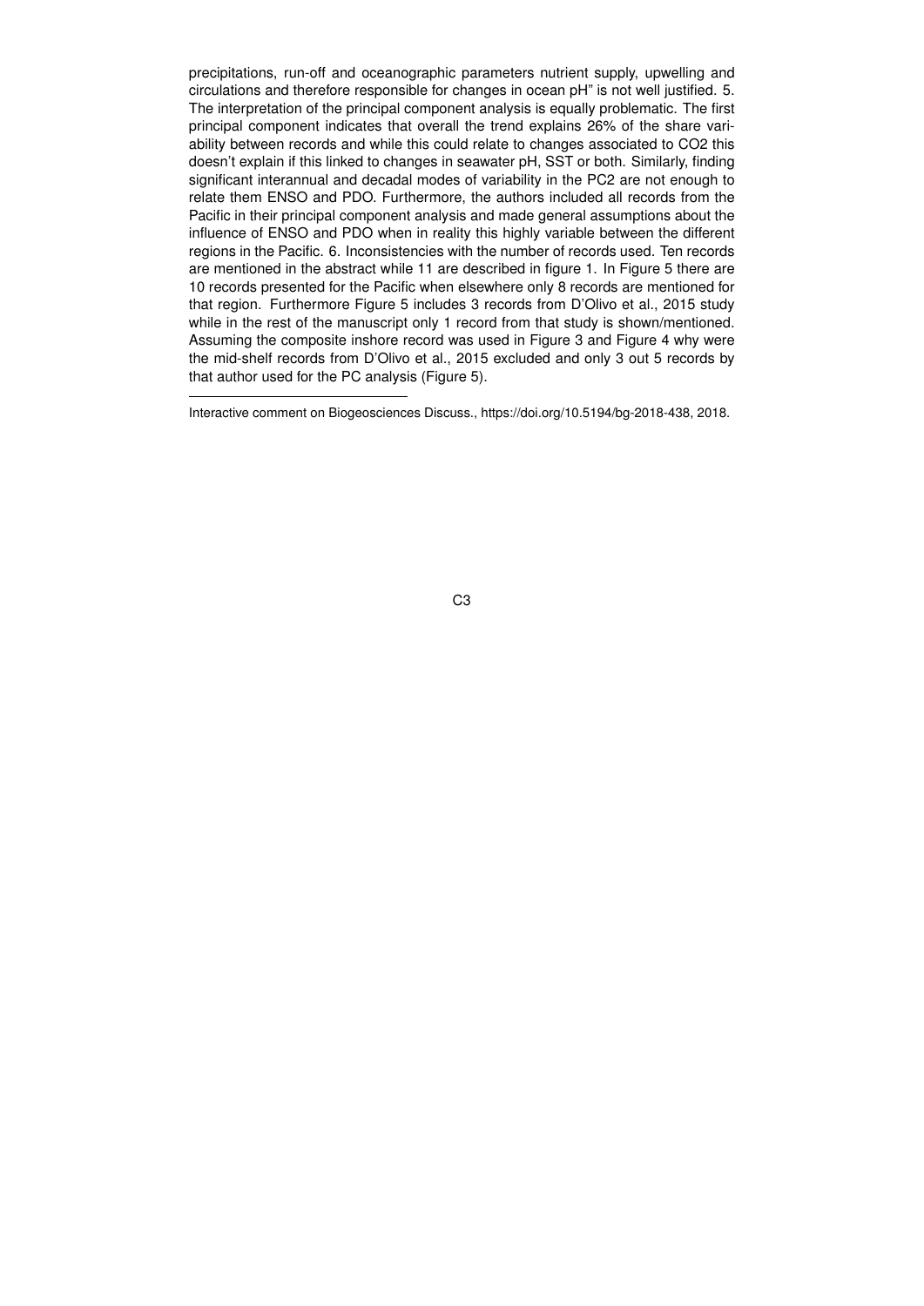precipitations, run-off and oceanographic parameters nutrient supply, upwelling and circulations and therefore responsible for changes in ocean pH" is not well justified. 5. The interpretation of the principal component analysis is equally problematic. The first principal component indicates that overall the trend explains 26% of the share variability between records and while this could relate to changes associated to $CO_2$ this doesn't explain if this linked to changes in seawater pH, SST or both. Similarly, finding significant interannual and decadal modes of variability in the PC2 are not enough to relate them ENSO and PDO. Furthermore, the authors included all records from the Pacific in their principal component analysis and made general assumptions about the influence of ENSO and PDO when in reality this highly variable between the different regions in the Pacific. 6. Inconsistencies with the number of records used. Ten records are mentioned in the abstract while 11 are described in figure 1. In Figure 5 there are 10 records presented for the Pacific when elsewhere only 8 records are mentioned for that region. Furthermore Figure 5 includes 3 records from D'Olivo et al., 2015 study while in the rest of the manuscript only 1 record from that study is shown/mentioned. Assuming the composite inshore record was used in Figure 3 and Figure 4 why were the mid-shelf records from D'Olivo et al., 2015 excluded and only 3 out 5 records by that author used for the PC analysis (Figure 5).

---

Interactive comment on Biogeosciences Discuss., https://doi.org/10.5194/bg-2018-438, 2018.